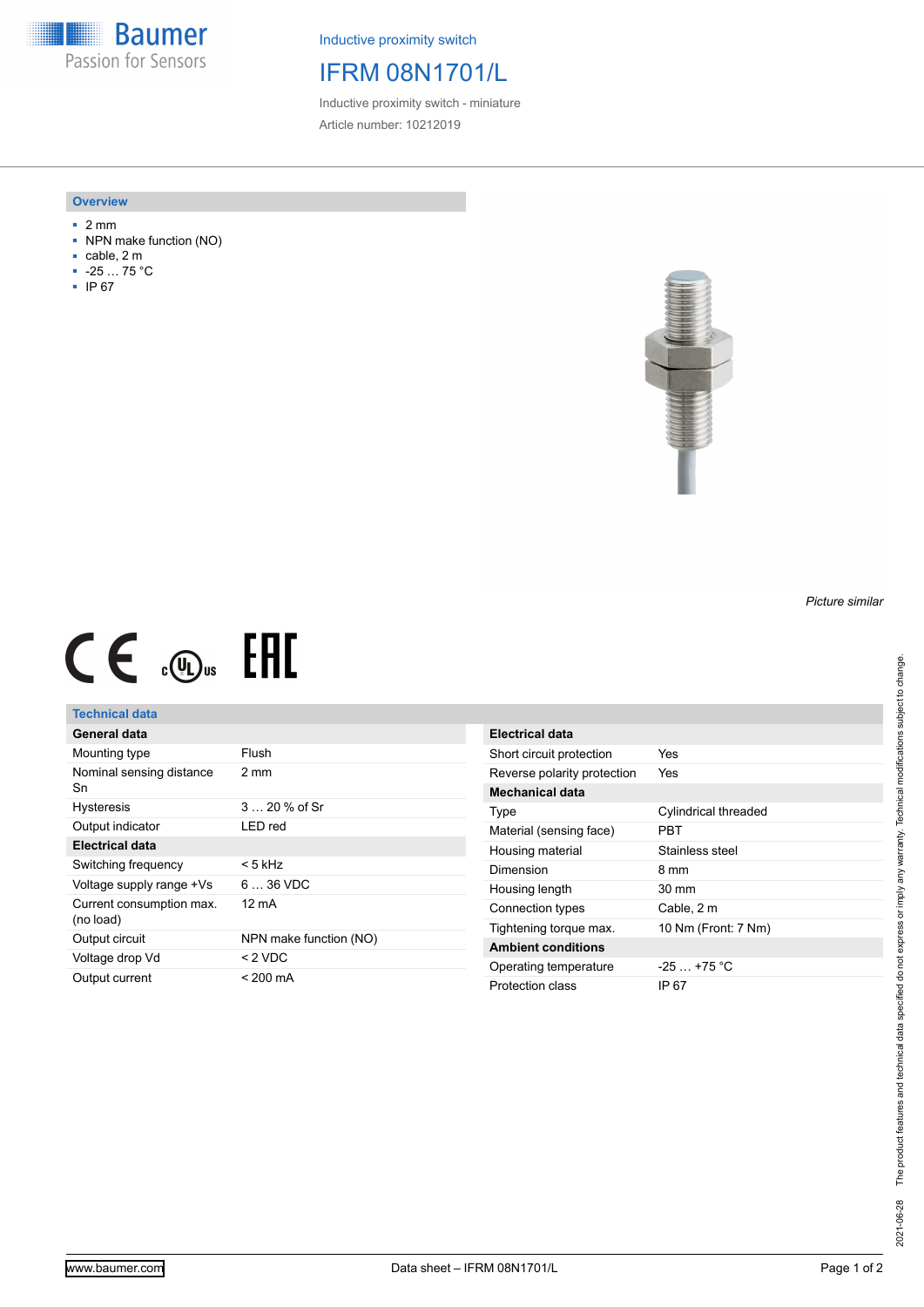Inductive proximity switch

# IFRM 08N1701/L

Inductive proximity switch - miniature

Article number: 10212019

## Overview

- 2 mm
- NPN make function (NO)
- cable, 2 m
- -25 … 75 °C
- IP 67

*Picture similar*

## Technical data

| General data | |
|---|---|
| Mounting type | Flush |
| Nominal sensing distance Sn | 2 mm |
| Hysteresis | 3 … 20 % of Sr |
| Output indicator | LED red |
| **Electrical data** | |
| Switching frequency | < 5 kHz |
| Voltage supply range +Vs | 6 … 36 VDC |
| Current consumption max. (no load) | 12 mA |
| Output circuit | NPN make function (NO) |
| Voltage drop Vd | < 2 VDC |
| Output current | < 200 mA |

| Electrical data | |
|---|---|
| Short circuit protection | Yes |
| Reverse polarity protection | Yes |
| **Mechanical data** | |
| Type | Cylindrical threaded |
| Material (sensing face) | PBT |
| Housing material | Stainless steel |
| Dimension | 8 mm |
| Housing length | 30 mm |
| Connection types | Cable, 2 m |
| Tightening torque max. | 10 Nm (Front: 7 Nm) |
| **Ambient conditions** | |
| Operating temperature | -25 … +75 °C |
| Protection class | IP 67 |

2021-06-28 The product features and technical data specified do not express or imply any warranty. Technical modifications subject to change.

www.baumer.com — Data sheet – IFRM 08N1701/L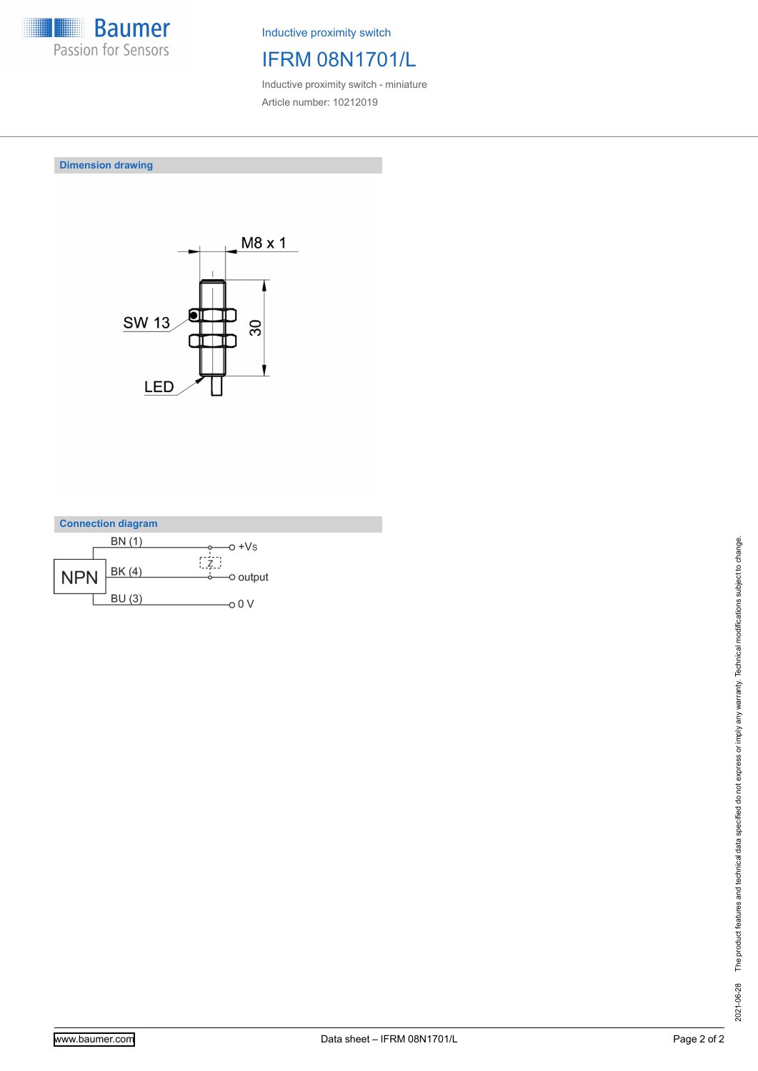Inductive proximity switch

# IFRM 08N1701/L

Inductive proximity switch - miniature

Article number: 10212019

## Dimension drawing

M8 x 1

SW 13

30

LED

## Connection diagram

NPN

BN (1)

BK (4)

BU (3)

+Vs

Z

output

0 V

2021-06-28 The product features and technical data specified do not express or imply any warranty. Technical modifications subject to change.